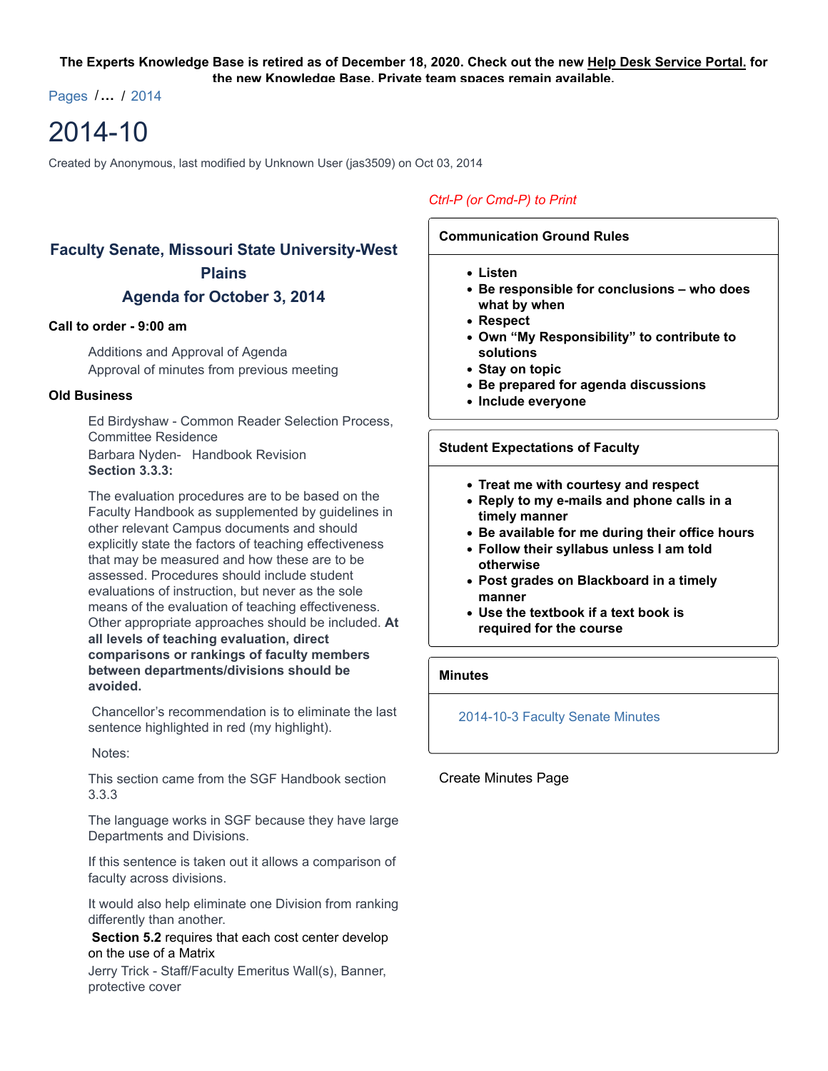**The Experts Knowledge Base is retired as of December 18, 2020. Check out the new Help Desk Service Portal. for the new Knowledge Base. Private team spaces remain available.**

Pages / ... / 2014

# 2014-10

Created by Anonymous, last modified by Unknown User (jas3509) on Oct 03, 2014

## Faculty Senate, Missouri State University-West Plains
## Agenda for October 3, 2014

**Call to order - 9:00 am**

Additions and Approval of Agenda
Approval of minutes from previous meeting

**Old Business**

Ed Birdyshaw - Common Reader Selection Process, Committee Residence

Barbara Nyden- Handbook Revision
**Section 3.3.3:**

The evaluation procedures are to be based on the Faculty Handbook as supplemented by guidelines in other relevant Campus documents and should explicitly state the factors of teaching effectiveness that may be measured and how these are to be assessed. Procedures should include student evaluations of instruction, but never as the sole means of the evaluation of teaching effectiveness. Other appropriate approaches should be included. **At all levels of teaching evaluation, direct comparisons or rankings of faculty members between departments/divisions should be avoided.**

Chancellor's recommendation is to eliminate the last sentence highlighted in red (my highlight).

Notes:

This section came from the SGF Handbook section 3.3.3

The language works in SGF because they have large Departments and Divisions.

If this sentence is taken out it allows a comparison of faculty across divisions.

It would also help eliminate one Division from ranking differently than another.

**Section 5.2** requires that each cost center develop on the use of a Matrix

Jerry Trick - Staff/Faculty Emeritus Wall(s), Banner, protective cover

*Ctrl-P (or Cmd-P) to Print*

**Communication Ground Rules**

- **Listen**
- **Be responsible for conclusions – who does what by when**
- **Respect**
- **Own "My Responsibility" to contribute to solutions**
- **Stay on topic**
- **Be prepared for agenda discussions**
- **Include everyone**

**Student Expectations of Faculty**

- **Treat me with courtesy and respect**
- **Reply to my e-mails and phone calls in a timely manner**
- **Be available for me during their office hours**
- **Follow their syllabus unless I am told otherwise**
- **Post grades on Blackboard in a timely manner**
- **Use the textbook if a text book is required for the course**

**Minutes**

2014-10-3 Faculty Senate Minutes

Create Minutes Page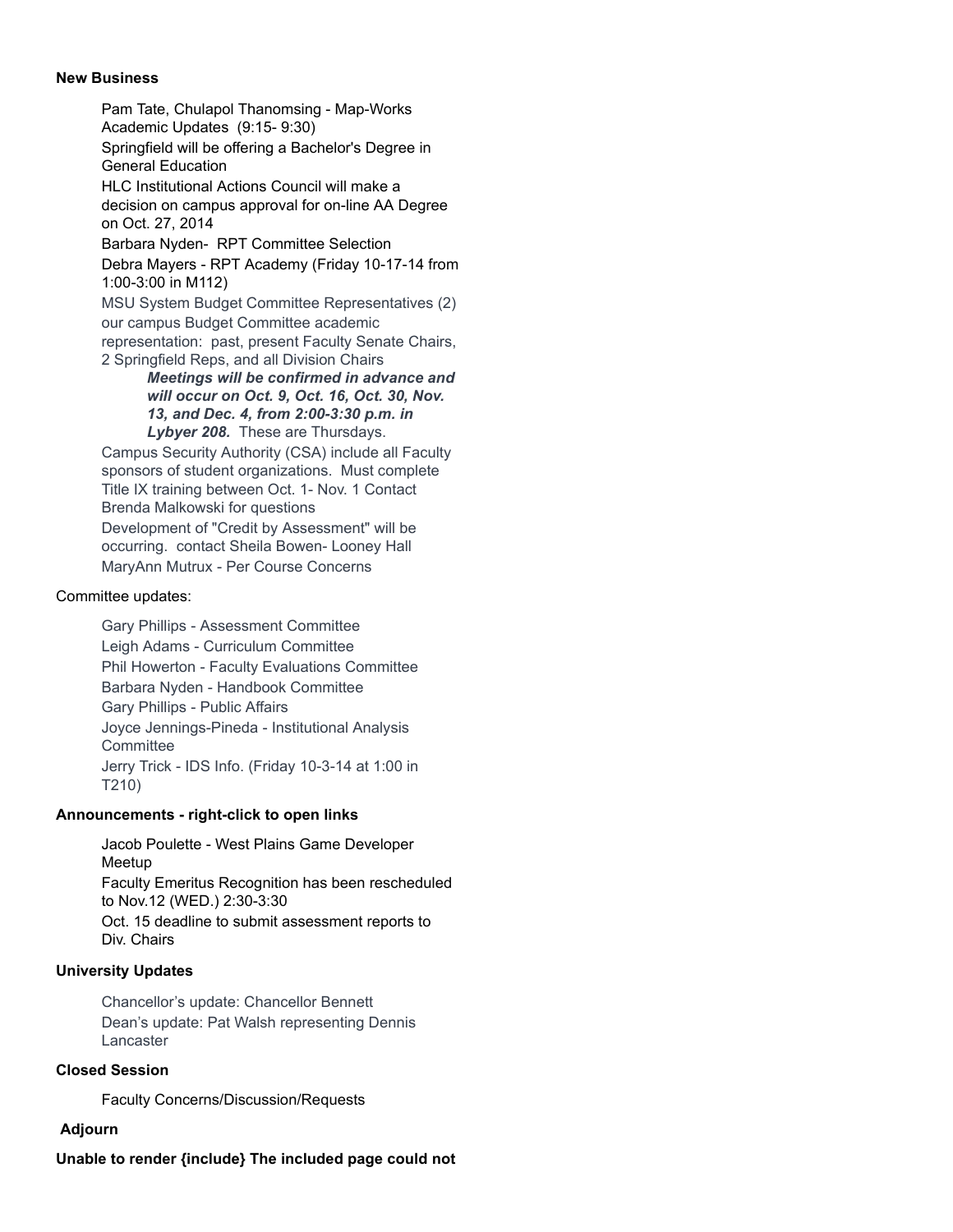**New Business**

- Pam Tate, Chulapol Thanomsing - Map-Works
  Academic Updates (9:15- 9:30)
- Springfield will be offering a Bachelor's Degree in General Education
- HLC Institutional Actions Council will make a decision on campus approval for on-line AA Degree on Oct. 27, 2014
- Barbara Nyden- RPT Committee Selection
- Debra Mayers - RPT Academy (Friday 10-17-14 from 1:00-3:00 in M112)
- MSU System Budget Committee Representatives (2) our campus Budget Committee academic representation: past, present Faculty Senate Chairs, 2 Springfield Reps, and all Division Chairs
  - ***Meetings will be confirmed in advance and will occur on Oct. 9, Oct. 16, Oct. 30, Nov. 13, and Dec. 4, from 2:00-3:30 p.m. in Lybyer 208.*** These are Thursdays.
- Campus Security Authority (CSA) include all Faculty sponsors of student organizations. Must complete Title IX training between Oct. 1- Nov. 1 Contact Brenda Malkowski for questions
- Development of "Credit by Assessment" will be occurring. contact Sheila Bowen- Looney Hall
- MaryAnn Mutrux - Per Course Concerns

Committee updates:

- Gary Phillips - Assessment Committee
- Leigh Adams - Curriculum Committee
- Phil Howerton - Faculty Evaluations Committee
- Barbara Nyden - Handbook Committee
- Gary Phillips - Public Affairs
- Joyce Jennings-Pineda - Institutional Analysis Committee
- Jerry Trick - IDS Info. (Friday 10-3-14 at 1:00 in T210)

**Announcements - right-click to open links**

- Jacob Poulette - West Plains Game Developer Meetup
- Faculty Emeritus Recognition has been rescheduled to Nov.12 (WED.) 2:30-3:30
- Oct. 15 deadline to submit assessment reports to Div. Chairs

**University Updates**

- Chancellor's update: Chancellor Bennett
- Dean's update: Pat Walsh representing Dennis Lancaster

**Closed Session**

- Faculty Concerns/Discussion/Requests

**Adjourn**

**Unable to render {include} The included page could not**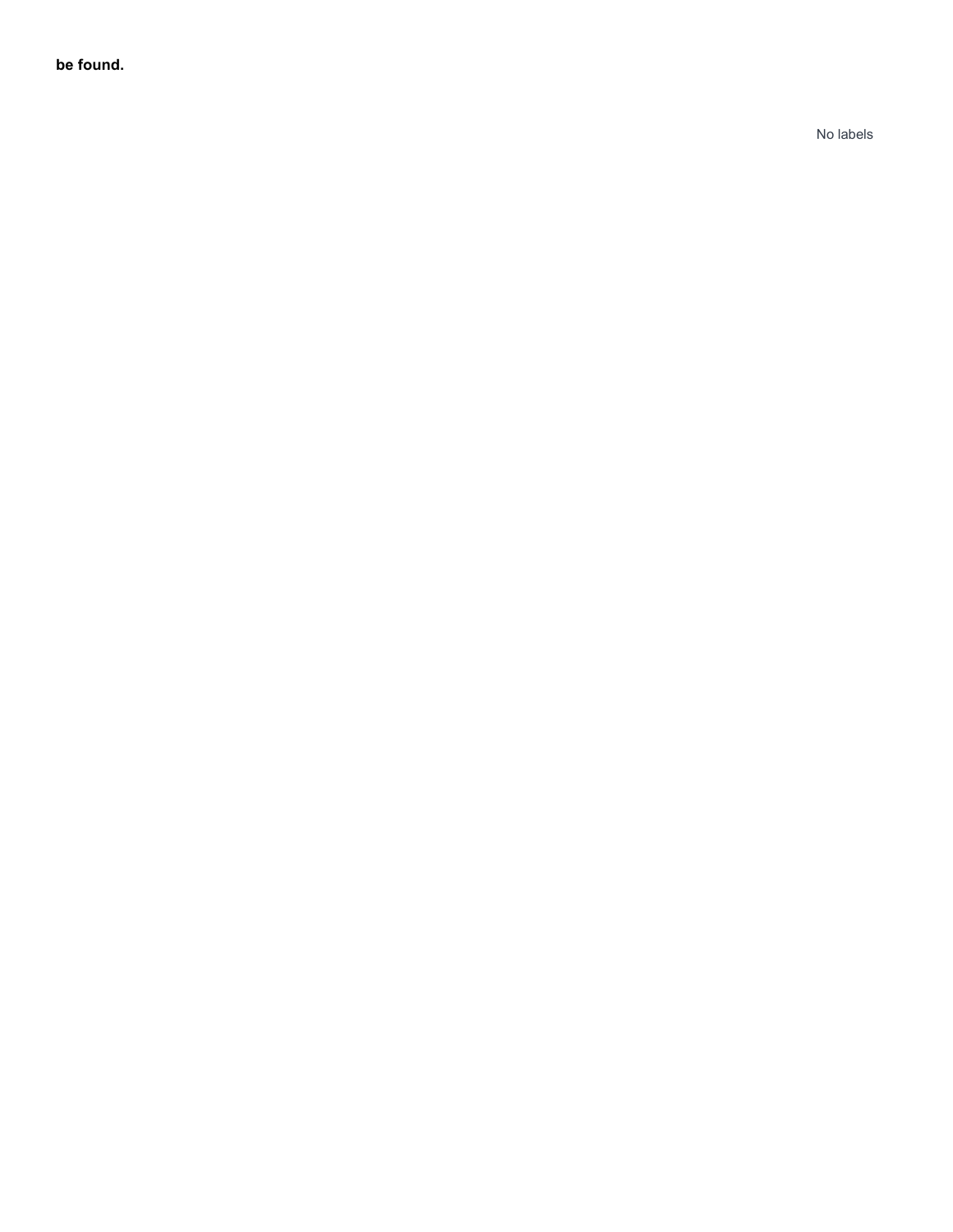**be found.**

No labels